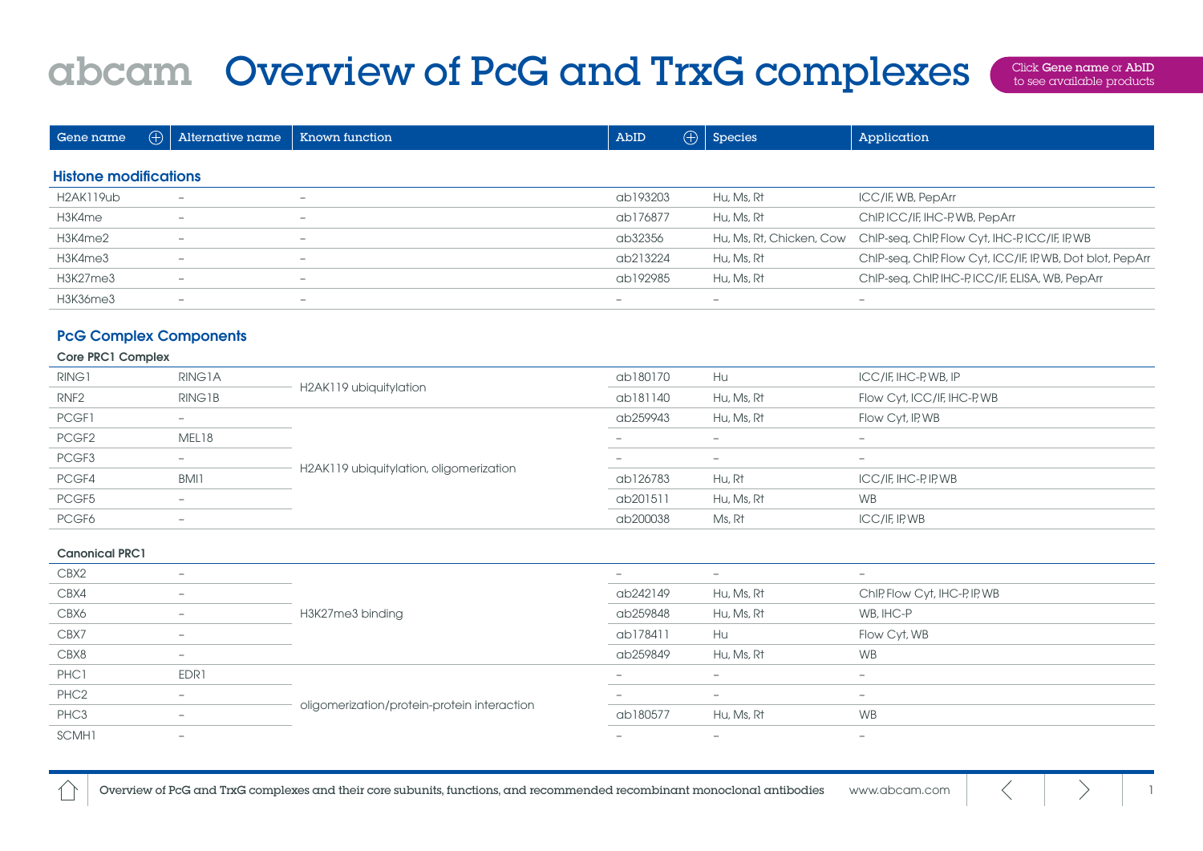# abcam Overview of PcG and TrxG complexes

Click **Gene name** or **AbID** to see available products

| Gene name | Alternative name | Known function | AbID | Species | Application |
|---|---|---|---|---|---|
| **Histone modifications** | | | | | |
| H2AK119ub | – | – | ab193203 | Hu, Ms, Rt | ICC/IF, WB, PepArr |
| H3K4me | – | – | ab176877 | Hu, Ms, Rt | ChIP, ICC/IF, IHC-P, WB, PepArr |
| H3K4me2 | – | – | ab32356 | Hu, Ms, Rt, Chicken, Cow | ChIP-seq, ChIP, Flow Cyt, IHC-P, ICC/IF, IP, WB |
| H3K4me3 | – | – | ab213224 | Hu, Ms, Rt | ChIP-seq, ChIP, Flow Cyt, ICC/IF, IP, WB, Dot blot, PepArr |
| H3K27me3 | – | – | ab192985 | Hu, Ms, Rt | ChIP-seq, ChIP, IHC-P, ICC/IF, ELISA, WB, PepArr |
| H3K36me3 | – | – | – | – | – |
| **PcG Complex Components** | | | | | |
| **Core PRC1 Complex** | | | | | |
| RING1 | RING1A | H2AK119 ubiquitylation | ab180170 | Hu | ICC/IF, IHC-P, WB, IP |
| RNF2 | RING1B | H2AK119 ubiquitylation | ab181140 | Hu, Ms, Rt | Flow Cyt, ICC/IF, IHC-P, WB |
| PCGF1 | – | H2AK119 ubiquitylation, oligomerization | ab259943 | Hu, Ms, Rt | Flow Cyt, IP, WB |
| PCGF2 | MEL18 | H2AK119 ubiquitylation, oligomerization | – | – | – |
| PCGF3 | – | H2AK119 ubiquitylation, oligomerization | – | – | – |
| PCGF4 | BMI1 | H2AK119 ubiquitylation, oligomerization | ab126783 | Hu, Rt | ICC/IF, IHC-P, IP, WB |
| PCGF5 | – | H2AK119 ubiquitylation, oligomerization | ab201511 | Hu, Ms, Rt | WB |
| PCGF6 | – | H2AK119 ubiquitylation, oligomerization | ab200038 | Ms, Rt | ICC/IF, IP, WB |
| **Canonical PRC1** | | | | | |
| CBX2 | – | H3K27me3 binding | – | – | – |
| CBX4 | – | H3K27me3 binding | ab242149 | Hu, Ms, Rt | ChIP, Flow Cyt, IHC-P, IP, WB |
| CBX6 | – | H3K27me3 binding | ab259848 | Hu, Ms, Rt | WB, IHC-P |
| CBX7 | – | H3K27me3 binding | ab178411 | Hu | Flow Cyt, WB |
| CBX8 | – | H3K27me3 binding | ab259849 | Hu, Ms, Rt | WB |
| PHC1 | EDR1 | oligomerization/protein-protein interaction | – | – | – |
| PHC2 | – | oligomerization/protein-protein interaction | – | – | – |
| PHC3 | – | oligomerization/protein-protein interaction | ab180577 | Hu, Ms, Rt | WB |
| SCMH1 | – | oligomerization/protein-protein interaction | – | – | – |

Overview of PcG and TrxG complexes and their core subunits, functions, and recommended recombinant monoclonal antibodies www.abcam.com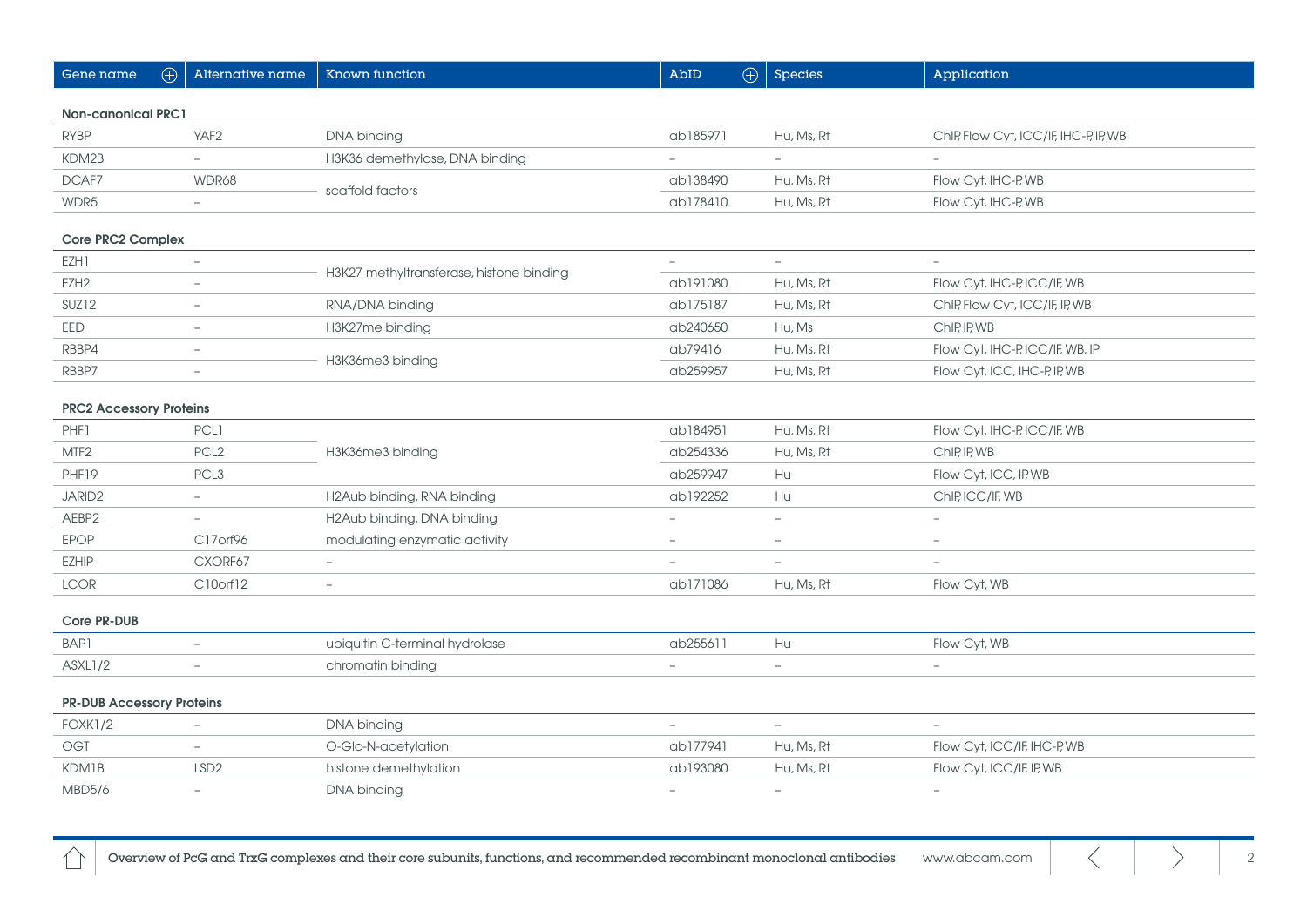| Gene name | Alternative name | Known function | AbID | Species | Application |
|---|---|---|---|---|---|
| **Non-canonical PRC1** | | | | | |
| RYBP | YAF2 | DNA binding | ab185971 | Hu, Ms, Rt | ChIP, Flow Cyt, ICC/IF, IHC-P, IP, WB |
| KDM2B | – | H3K36 demethylase, DNA binding | – | – | – |
| DCAF7 | WDR68 | scaffold factors | ab138490 | Hu, Ms, Rt | Flow Cyt, IHC-P, WB |
| WDR5 | – | scaffold factors | ab178410 | Hu, Ms, Rt | Flow Cyt, IHC-P, WB |
| **Core PRC2 Complex** | | | | | |
| EZH1 | – | H3K27 methyltransferase, histone binding | – | – | – |
| EZH2 | – | H3K27 methyltransferase, histone binding | ab191080 | Hu, Ms, Rt | Flow Cyt, IHC-P, ICC/IF, WB |
| SUZ12 | – | RNA/DNA binding | ab175187 | Hu, Ms, Rt | ChIP, Flow Cyt, ICC/IF, IP, WB |
| EED | – | H3K27me binding | ab240650 | Hu, Ms | ChIP, IP, WB |
| RBBP4 | – | H3K36me3 binding | ab79416 | Hu, Ms, Rt | Flow Cyt, IHC-P, ICC/IF, WB, IP |
| RBBP7 | – | H3K36me3 binding | ab259957 | Hu, Ms, Rt | Flow Cyt, ICC, IHC-P, IP, WB |
| **PRC2 Accessory Proteins** | | | | | |
| PHF1 | PCL1 | H3K36me3 binding | ab184951 | Hu, Ms, Rt | Flow Cyt, IHC-P, ICC/IF, WB |
| MTF2 | PCL2 | H3K36me3 binding | ab254336 | Hu, Ms, Rt | ChIP, IP, WB |
| PHF19 | PCL3 | H3K36me3 binding | ab259947 | Hu | Flow Cyt, ICC, IP, WB |
| JARID2 | – | H2Aub binding, RNA binding | ab192252 | Hu | ChIP, ICC/IF, WB |
| AEBP2 | – | H2Aub binding, DNA binding | – | – | – |
| EPOP | C17orf96 | modulating enzymatic activity | – | – | – |
| EZHIP | CXORF67 | – | – | – | – |
| LCOR | C10orf12 | – | ab171086 | Hu, Ms, Rt | Flow Cyt, WB |
| **Core PR-DUB** | | | | | |
| BAP1 | – | ubiquitin C-terminal hydrolase | ab255611 | Hu | Flow Cyt, WB |
| ASXL1/2 | – | chromatin binding | – | – | – |
| **PR-DUB Accessory Proteins** | | | | | |
| FOXK1/2 | – | DNA binding | – | – | – |
| OGT | – | O-Glc-N-acetylation | ab177941 | Hu, Ms, Rt | Flow Cyt, ICC/IF, IHC-P, WB |
| KDM1B | LSD2 | histone demethylation | ab193080 | Hu, Ms, Rt | Flow Cyt, ICC/IF, IP, WB |
| MBD5/6 | – | DNA binding | – | – | – |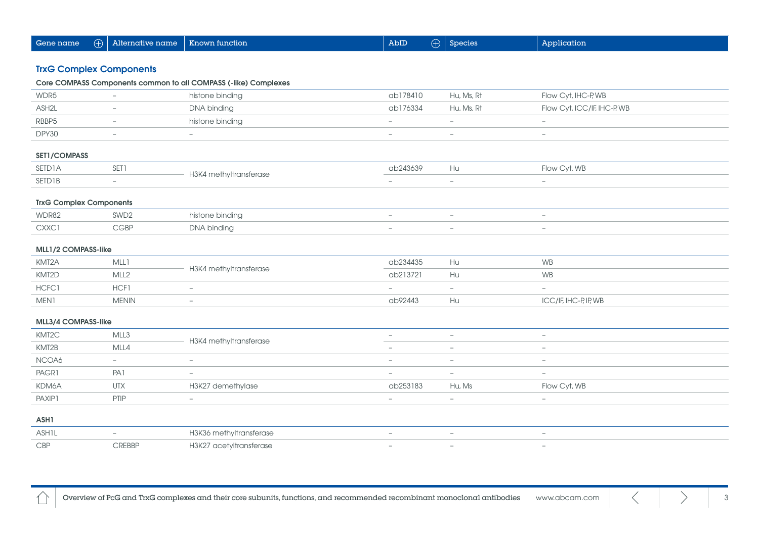| Gene name | Alternative name | Known function | AbID | Species | Application |
|---|---|---|---|---|---|

## TrxG Complex Components

### Core COMPASS Components common to all COMPASS (-like) Complexes

| Gene name | Alternative name | Known function | AbID | Species | Application |
|---|---|---|---|---|---|
| WDR5 | – | histone binding | ab178410 | Hu, Ms, Rt | Flow Cyt, IHC-P, WB |
| ASH2L | – | DNA binding | ab176334 | Hu, Ms, Rt | Flow Cyt, ICC/IF, IHC-P, WB |
| RBBP5 | – | histone binding | – | – | – |
| DPY30 | – | – | – | – | – |

### SET1/COMPASS

| Gene name | Alternative name | Known function | AbID | Species | Application |
|---|---|---|---|---|---|
| SETD1A | SET1 | H3K4 methyltransferase | ab243639 | Hu | Flow Cyt, WB |
| SETD1B | – | H3K4 methyltransferase | – | – | – |

### TrxG Complex Components

| Gene name | Alternative name | Known function | AbID | Species | Application |
|---|---|---|---|---|---|
| WDR82 | SWD2 | histone binding | – | – | – |
| CXXC1 | CGBP | DNA binding | – | – | – |

### MLL1/2 COMPASS-like

| Gene name | Alternative name | Known function | AbID | Species | Application |
|---|---|---|---|---|---|
| KMT2A | MLL1 | H3K4 methyltransferase | ab234435 | Hu | WB |
| KMT2D | MLL2 | H3K4 methyltransferase | ab213721 | Hu | WB |
| HCFC1 | HCF1 | – | – | – | – |
| MEN1 | MENIN | – | ab92443 | Hu | ICC/IF, IHC-P, IP, WB |

### MLL3/4 COMPASS-like

| Gene name | Alternative name | Known function | AbID | Species | Application |
|---|---|---|---|---|---|
| KMT2C | MLL3 | H3K4 methyltransferase | – | – | – |
| KMT2B | MLL4 | H3K4 methyltransferase | – | – | – |
| NCOA6 | – | – | – | – | – |
| PAGR1 | PA1 | – | – | – | – |
| KDM6A | UTX | H3K27 demethylase | ab253183 | Hu, Ms | Flow Cyt, WB |
| PAXIP1 | PTIP | – | – | – | – |

### ASH1

| Gene name | Alternative name | Known function | AbID | Species | Application |
|---|---|---|---|---|---|
| ASH1L | – | H3K36 methyltransferase | – | – | – |
| CBP | CREBBP | H3K27 acetyltransferase | – | – | – |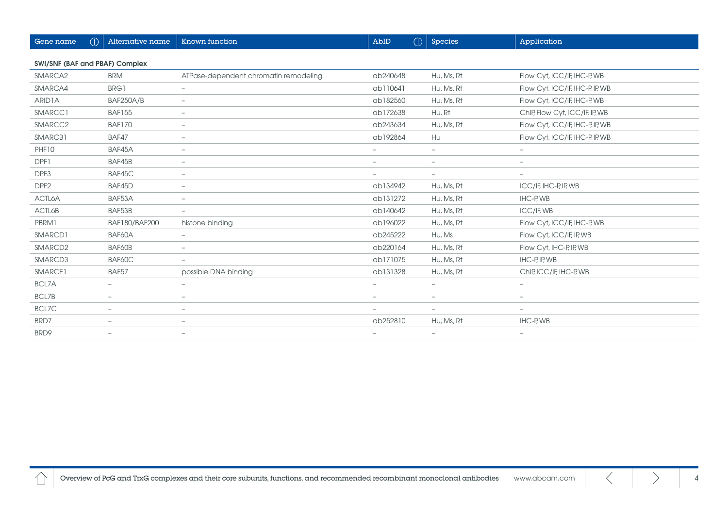| Gene name | Alternative name | Known function | AbID | Species | Application |
|---|---|---|---|---|---|
| **SWI/SNF (BAF and PBAF) Complex** | | | | | |
| SMARCA2 | BRM | ATPase-dependent chromatin remodeling | ab240648 | Hu, Ms, Rt | Flow Cyt, ICC/IF, IHC-P, WB |
| SMARCA4 | BRG1 | – | ab110641 | Hu, Ms, Rt | Flow Cyt, ICC/IF, IHC-P, IP, WB |
| ARID1A | BAF250A/B | – | ab182560 | Hu, Ms, Rt | Flow Cyt, ICC/IF, IHC-P, WB |
| SMARCC1 | BAF155 | – | ab172638 | Hu, Rt | ChIP, Flow Cyt, ICC/IF, IP, WB |
| SMARCC2 | BAF170 | – | ab243634 | Hu, Ms, Rt | Flow Cyt, ICC/IF, IHC-P, IP, WB |
| SMARCB1 | BAF47 | – | ab192864 | Hu | Flow Cyt, ICC/IF, IHC-P, IP, WB |
| PHF10 | BAF45A | – | – | – | – |
| DPF1 | BAF45B | – | – | – | – |
| DPF3 | BAF45C | – | – | – | – |
| DPF2 | BAF45D | – | ab134942 | Hu, Ms, Rt | ICC/IF, IHC-P, IP, WB |
| ACTL6A | BAF53A | – | ab131272 | Hu, Ms, Rt | IHC-P, WB |
| ACTL6B | BAF53B | – | ab140642 | Hu, Ms, Rt | ICC/IF, WB |
| PBRM1 | BAF180/BAF200 | histone binding | ab196022 | Hu, Ms, Rt | Flow Cyt, ICC/IF, IHC-P, WB |
| SMARCD1 | BAF60A | – | ab245222 | Hu, Ms | Flow Cyt, ICC/IF, IP, WB |
| SMARCD2 | BAF60B | – | ab220164 | Hu, Ms, Rt | Flow Cyt, IHC-P, IP, WB |
| SMARCD3 | BAF60C | – | ab171075 | Hu, Ms, Rt | IHC-P, IP, WB |
| SMARCE1 | BAF57 | possible DNA binding | ab131328 | Hu, Ms, Rt | ChIP, ICC/IF, IHC-P, WB |
| BCL7A | – | – | – | – | – |
| BCL7B | – | – | – | – | – |
| BCL7C | – | – | – | – | – |
| BRD7 | – | – | ab252810 | Hu, Ms, Rt | IHC-P, WB |
| BRD9 | – | – | – | – | – |